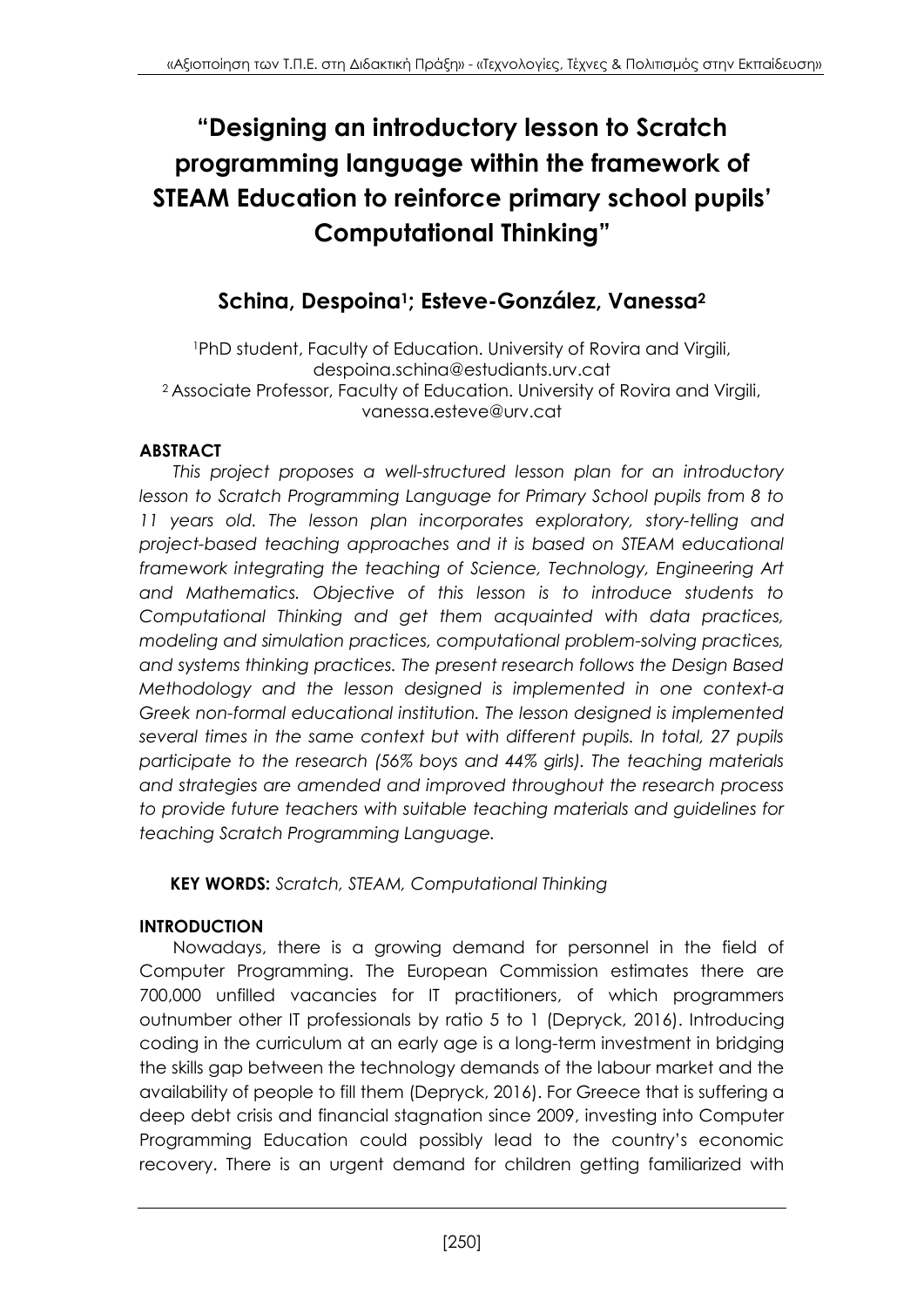# "Designing an introductory lesson to Scratch programming language within the framework of STEAM Education to reinforce primary school pupils' Computational Thinking"

## Schina, Despoina[1]; Esteve-González, Vanessa[2]

[1]PhD student, Faculty of Education. University of Rovira and Virgili, despoina.schina@estudiants.urv.cat
[2] Associate Professor, Faculty of Education. University of Rovira and Virgili, vanessa.esteve@urv.cat

### ABSTRACT

*This project proposes a well-structured lesson plan for an introductory lesson to Scratch Programming Language for Primary School pupils from 8 to 11 years old. The lesson plan incorporates exploratory, story-telling and project-based teaching approaches and it is based on STEAM educational framework integrating the teaching of Science, Technology, Engineering Art and Mathematics. Objective of this lesson is to introduce students to Computational Thinking and get them acquainted with data practices, modeling and simulation practices, computational problem-solving practices, and systems thinking practices. The present research follows the Design Based Methodology and the lesson designed is implemented in one context-a Greek non-formal educational institution. The lesson designed is implemented several times in the same context but with different pupils. In total, 27 pupils participate to the research (56% boys and 44% girls). The teaching materials and strategies are amended and improved throughout the research process to provide future teachers with suitable teaching materials and guidelines for teaching Scratch Programming Language.*

**KEY WORDS:** *Scratch, STEAM, Computational Thinking*

### INTRODUCTION

Nowadays, there is a growing demand for personnel in the field of Computer Programming. The European Commission estimates there are 700,000 unfilled vacancies for IT practitioners, of which programmers outnumber other IT professionals by ratio 5 to 1 (Depryck, 2016). Introducing coding in the curriculum at an early age is a long-term investment in bridging the skills gap between the technology demands of the labour market and the availability of people to fill them (Depryck, 2016). For Greece that is suffering a deep debt crisis and financial stagnation since 2009, investing into Computer Programming Education could possibly lead to the country's economic recovery. There is an urgent demand for children getting familiarized with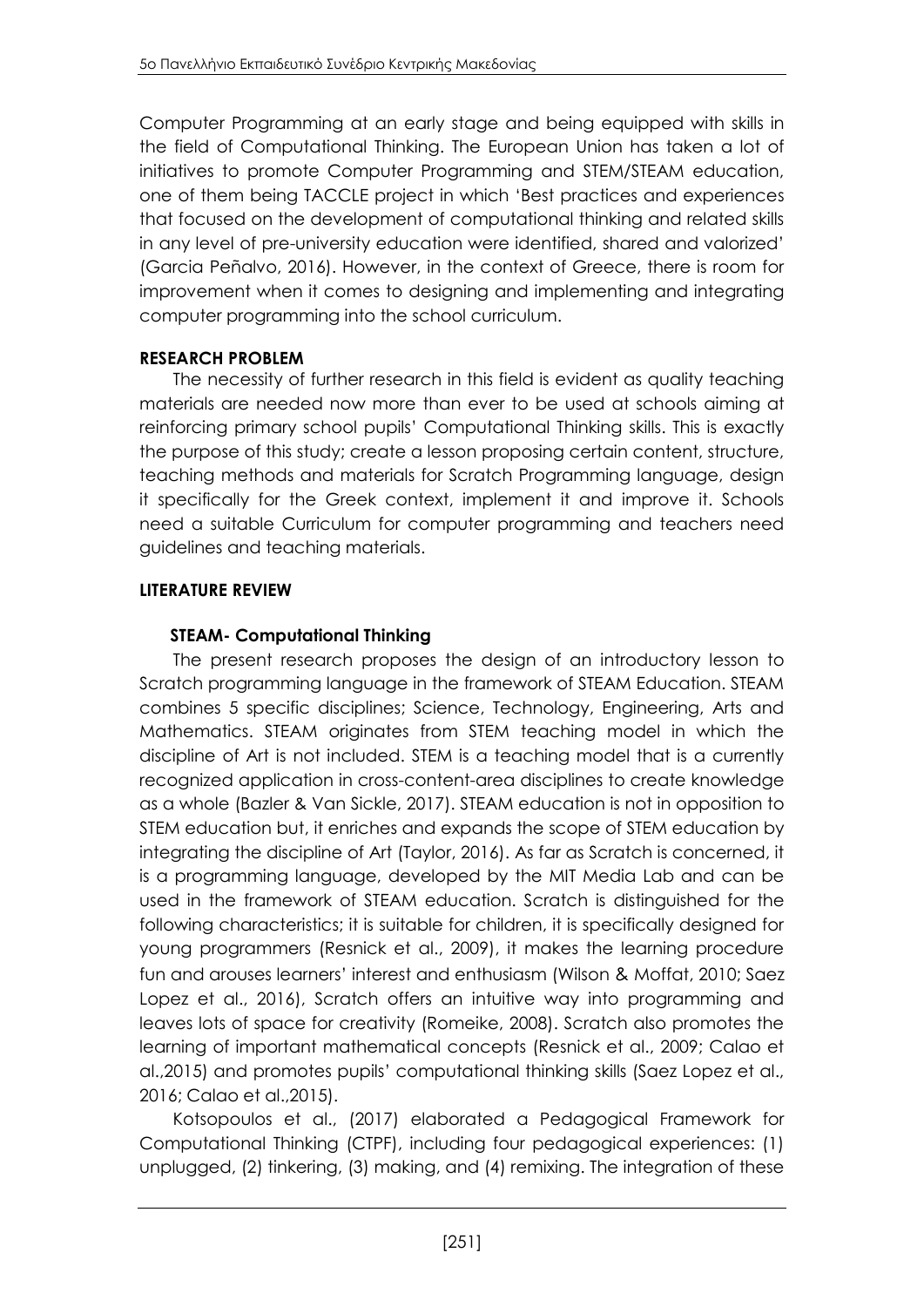Computer Programming at an early stage and being equipped with skills in the field of Computational Thinking. The European Union has taken a lot of initiatives to promote Computer Programming and STEM/STEAM education, one of them being TACCLE project in which 'Best practices and experiences that focused on the development of computational thinking and related skills in any level of pre-university education were identified, shared and valorized' (Garcia Peñalvo, 2016). However, in the context of Greece, there is room for improvement when it comes to designing and implementing and integrating computer programming into the school curriculum.

## RESEARCH PROBLEM

The necessity of further research in this field is evident as quality teaching materials are needed now more than ever to be used at schools aiming at reinforcing primary school pupils' Computational Thinking skills. This is exactly the purpose of this study; create a lesson proposing certain content, structure, teaching methods and materials for Scratch Programming language, design it specifically for the Greek context, implement it and improve it. Schools need a suitable Curriculum for computer programming and teachers need guidelines and teaching materials.

## LITERATURE REVIEW

### STEAM- Computational Thinking

The present research proposes the design of an introductory lesson to Scratch programming language in the framework of STEAM Education. STEAM combines 5 specific disciplines; Science, Technology, Engineering, Arts and Mathematics. STEAM originates from STEM teaching model in which the discipline of Art is not included. STEM is a teaching model that is a currently recognized application in cross-content-area disciplines to create knowledge as a whole (Bazler & Van Sickle, 2017). STEAM education is not in opposition to STEM education but, it enriches and expands the scope of STEM education by integrating the discipline of Art (Taylor, 2016). As far as Scratch is concerned, it is a programming language, developed by the MIT Media Lab and can be used in the framework of STEAM education. Scratch is distinguished for the following characteristics; it is suitable for children, it is specifically designed for young programmers (Resnick et al., 2009), it makes the learning procedure fun and arouses learners' interest and enthusiasm (Wilson & Moffat, 2010; Saez Lopez et al., 2016), Scratch offers an intuitive way into programming and leaves lots of space for creativity (Romeike, 2008). Scratch also promotes the learning of important mathematical concepts (Resnick et al., 2009; Calao et al.,2015) and promotes pupils' computational thinking skills (Saez Lopez et al., 2016; Calao et al.,2015).

Kotsopoulos et al., (2017) elaborated a Pedagogical Framework for Computational Thinking (CTPF), including four pedagogical experiences: (1) unplugged, (2) tinkering, (3) making, and (4) remixing. The integration of these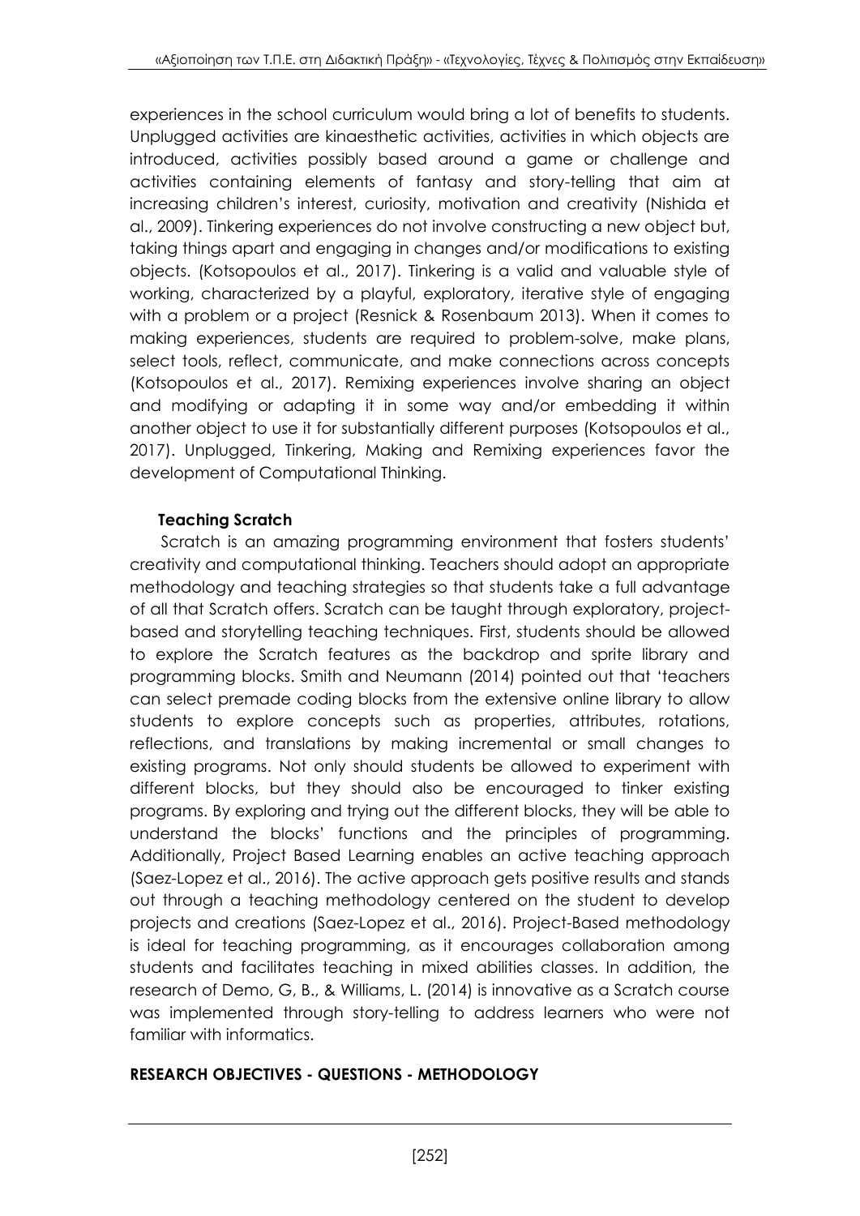experiences in the school curriculum would bring a lot of benefits to students. Unplugged activities are kinaesthetic activities, activities in which objects are introduced, activities possibly based around a game or challenge and activities containing elements of fantasy and story-telling that aim at increasing children's interest, curiosity, motivation and creativity (Nishida et al., 2009). Tinkering experiences do not involve constructing a new object but, taking things apart and engaging in changes and/or modifications to existing objects. (Kotsopoulos et al., 2017). Tinkering is a valid and valuable style of working, characterized by a playful, exploratory, iterative style of engaging with a problem or a project (Resnick & Rosenbaum 2013). When it comes to making experiences, students are required to problem-solve, make plans, select tools, reflect, communicate, and make connections across concepts (Kotsopoulos et al., 2017). Remixing experiences involve sharing an object and modifying or adapting it in some way and/or embedding it within another object to use it for substantially different purposes (Kotsopoulos et al., 2017). Unplugged, Tinkering, Making and Remixing experiences favor the development of Computational Thinking.

### Teaching Scratch

Scratch is an amazing programming environment that fosters students' creativity and computational thinking. Teachers should adopt an appropriate methodology and teaching strategies so that students take a full advantage of all that Scratch offers. Scratch can be taught through exploratory, project-based and storytelling teaching techniques. First, students should be allowed to explore the Scratch features as the backdrop and sprite library and programming blocks. Smith and Neumann (2014) pointed out that 'teachers can select premade coding blocks from the extensive online library to allow students to explore concepts such as properties, attributes, rotations, reflections, and translations by making incremental or small changes to existing programs. Not only should students be allowed to experiment with different blocks, but they should also be encouraged to tinker existing programs. By exploring and trying out the different blocks, they will be able to understand the blocks' functions and the principles of programming. Additionally, Project Based Learning enables an active teaching approach (Saez-Lopez et al., 2016). The active approach gets positive results and stands out through a teaching methodology centered on the student to develop projects and creations (Saez-Lopez et al., 2016). Project-Based methodology is ideal for teaching programming, as it encourages collaboration among students and facilitates teaching in mixed abilities classes. In addition, the research of Demo, G, B., & Williams, L. (2014) is innovative as a Scratch course was implemented through story-telling to address learners who were not familiar with informatics.

## RESEARCH OBJECTIVES - QUESTIONS - METHODOLOGY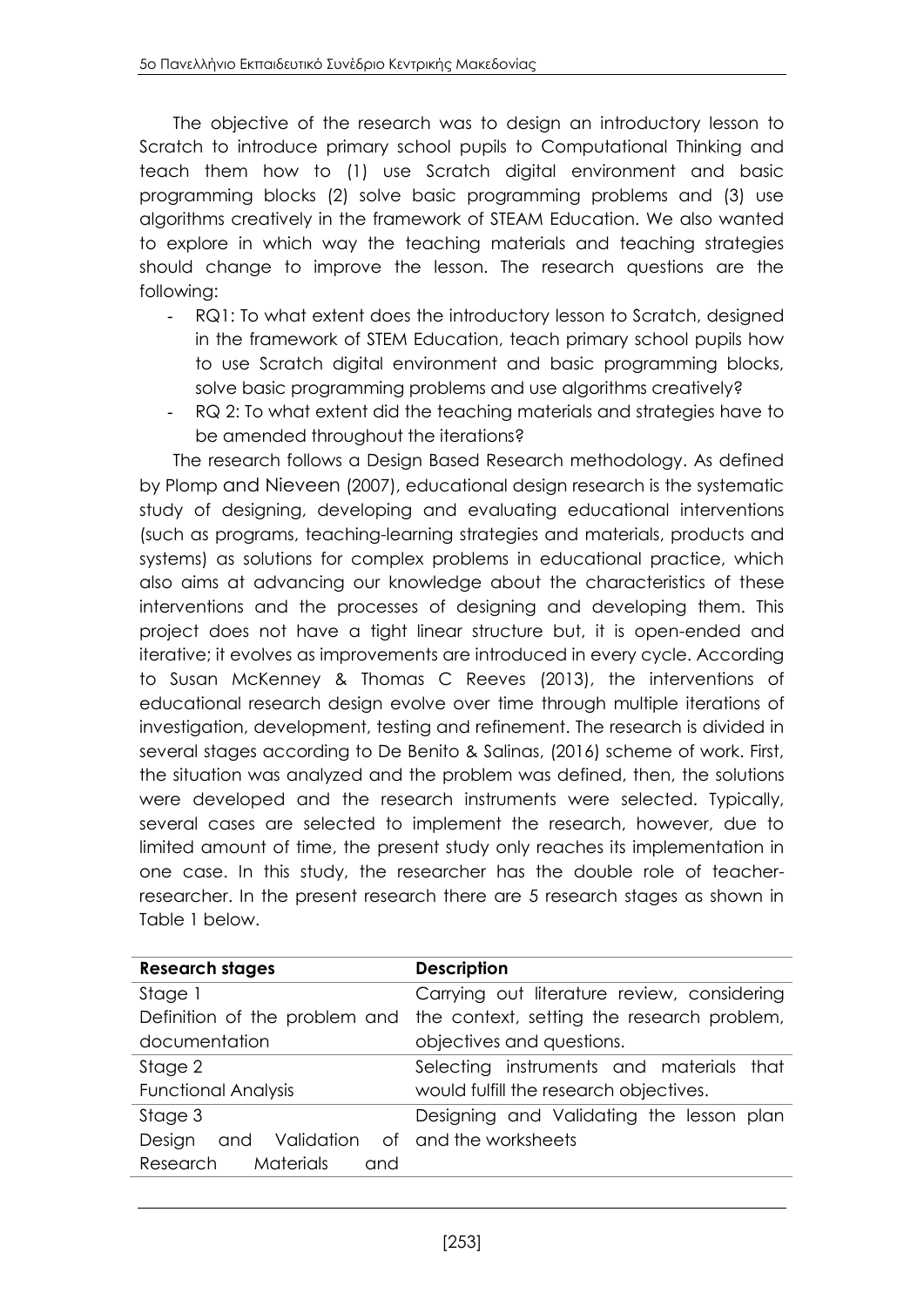The objective of the research was to design an introductory lesson to Scratch to introduce primary school pupils to Computational Thinking and teach them how to (1) use Scratch digital environment and basic programming blocks (2) solve basic programming problems and (3) use algorithms creatively in the framework of STEAM Education. We also wanted to explore in which way the teaching materials and teaching strategies should change to improve the lesson. The research questions are the following:

- RQ1: To what extent does the introductory lesson to Scratch, designed in the framework of STEM Education, teach primary school pupils how to use Scratch digital environment and basic programming blocks, solve basic programming problems and use algorithms creatively?
- RQ 2: To what extent did the teaching materials and strategies have to be amended throughout the iterations?

The research follows a Design Based Research methodology. As defined by Plomp and Nieveen (2007), educational design research is the systematic study of designing, developing and evaluating educational interventions (such as programs, teaching-learning strategies and materials, products and systems) as solutions for complex problems in educational practice, which also aims at advancing our knowledge about the characteristics of these interventions and the processes of designing and developing them. This project does not have a tight linear structure but, it is open-ended and iterative; it evolves as improvements are introduced in every cycle. According to Susan McKenney & Thomas C Reeves (2013), the interventions of educational research design evolve over time through multiple iterations of investigation, development, testing and refinement. The research is divided in several stages according to De Benito & Salinas, (2016) scheme of work. First, the situation was analyzed and the problem was defined, then, the solutions were developed and the research instruments were selected. Typically, several cases are selected to implement the research, however, due to limited amount of time, the present study only reaches its implementation in one case. In this study, the researcher has the double role of teacher-researcher. In the present research there are 5 research stages as shown in Table 1 below.

| Research stages | Description |
|---|---|
| Stage 1<br>Definition of the problem and documentation | Carrying out literature review, considering the context, setting the research problem, objectives and questions. |
| Stage 2<br>Functional Analysis | Selecting instruments and materials that would fulfill the research objectives. |
| Stage 3<br>Design and Validation of Research Materials and | Designing and Validating the lesson plan and the worksheets |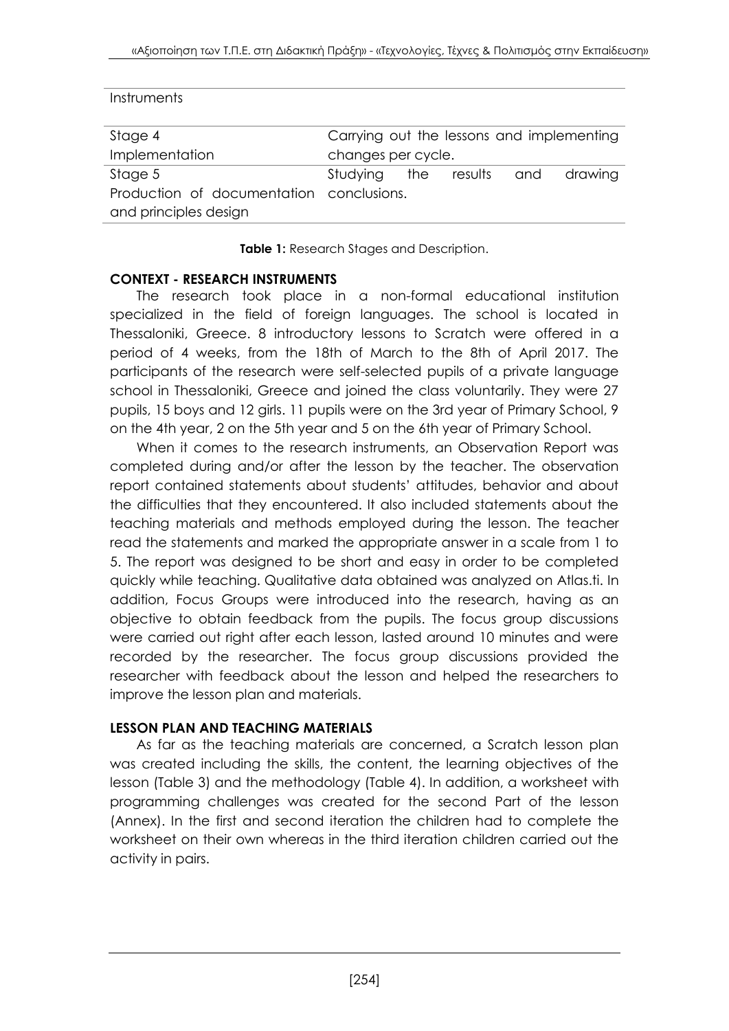| | |
|---|---|
| Instruments | |
| Stage 4 Implementation | Carrying out the lessons and implementing changes per cycle. |
| Stage 5 Production of documentation and principles design | Studying the results and drawing conclusions. |

**Table 1:** Research Stages and Description.

## CONTEXT - RESEARCH INSTRUMENTS

The research took place in a non-formal educational institution specialized in the field of foreign languages. The school is located in Thessaloniki, Greece. 8 introductory lessons to Scratch were offered in a period of 4 weeks, from the 18th of March to the 8th of April 2017. The participants of the research were self-selected pupils of a private language school in Thessaloniki, Greece and joined the class voluntarily. They were 27 pupils, 15 boys and 12 girls. 11 pupils were on the 3rd year of Primary School, 9 on the 4th year, 2 on the 5th year and 5 on the 6th year of Primary School.

When it comes to the research instruments, an Observation Report was completed during and/or after the lesson by the teacher. The observation report contained statements about students' attitudes, behavior and about the difficulties that they encountered. It also included statements about the teaching materials and methods employed during the lesson. The teacher read the statements and marked the appropriate answer in a scale from 1 to 5. The report was designed to be short and easy in order to be completed quickly while teaching. Qualitative data obtained was analyzed on Atlas.ti. In addition, Focus Groups were introduced into the research, having as an objective to obtain feedback from the pupils. The focus group discussions were carried out right after each lesson, lasted around 10 minutes and were recorded by the researcher. The focus group discussions provided the researcher with feedback about the lesson and helped the researchers to improve the lesson plan and materials.

## LESSON PLAN AND TEACHING MATERIALS

As far as the teaching materials are concerned, a Scratch lesson plan was created including the skills, the content, the learning objectives of the lesson (Table 3) and the methodology (Table 4). In addition, a worksheet with programming challenges was created for the second Part of the lesson (Annex). In the first and second iteration the children had to complete the worksheet on their own whereas in the third iteration children carried out the activity in pairs.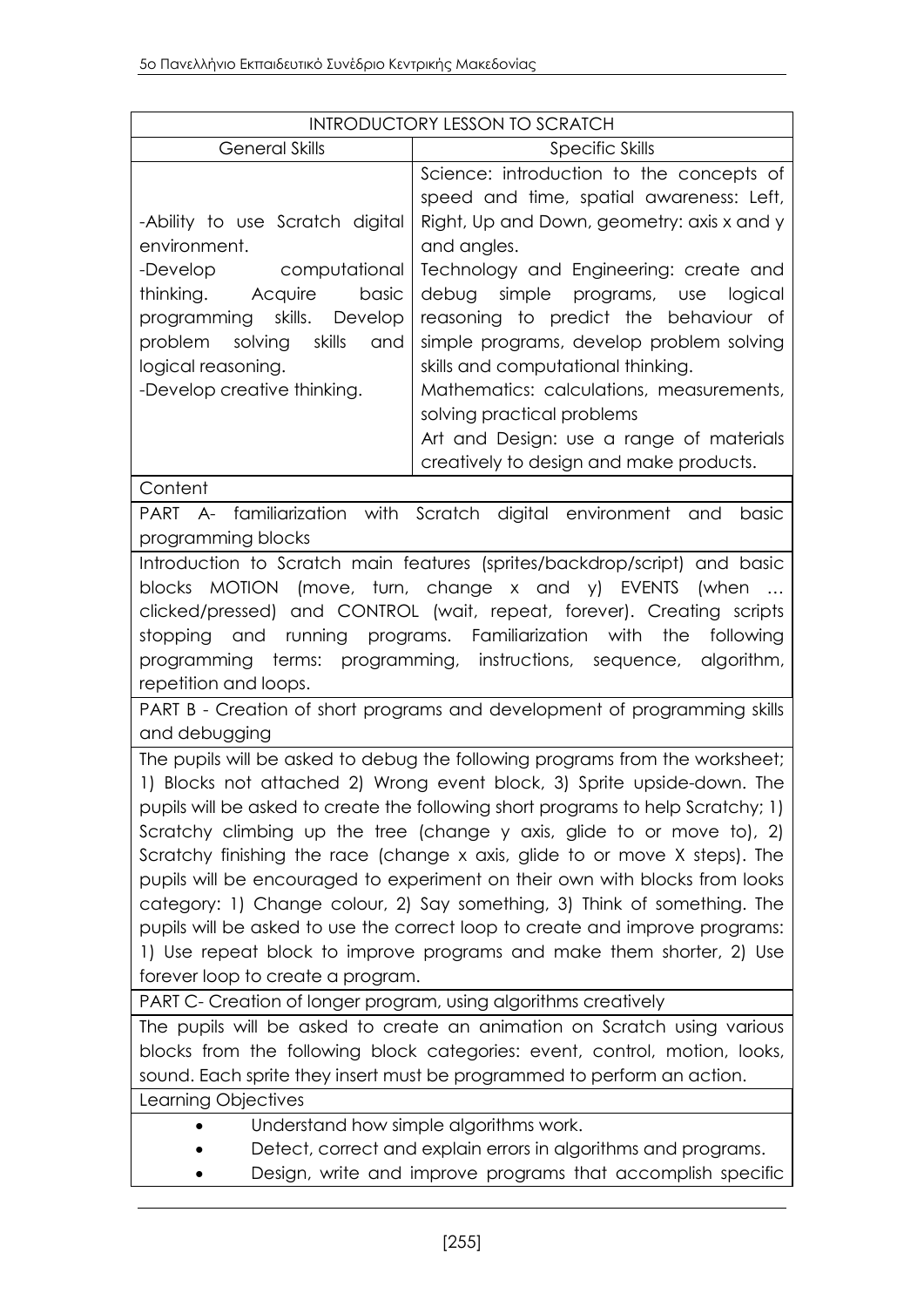| INTRODUCTORY LESSON TO SCRATCH | |
|---|---|
| General Skills | Specific Skills |
| -Ability to use Scratch digital environment.<br>-Develop computational thinking. Acquire basic programming skills. Develop problem solving skills and logical reasoning.<br>-Develop creative thinking. | Science: introduction to the concepts of speed and time, spatial awareness: Left, Right, Up and Down, geometry: axis x and y and angles.<br>Technology and Engineering: create and debug simple programs, use logical reasoning to predict the behaviour of simple programs, develop problem solving skills and computational thinking.<br>Mathematics: calculations, measurements, solving practical problems<br>Art and Design: use a range of materials creatively to design and make products. |
| Content | |
| PART A- familiarization with Scratch digital environment and basic programming blocks | |
| Introduction to Scratch main features (sprites/backdrop/script) and basic blocks MOTION (move, turn, change x and y) EVENTS (when … clicked/pressed) and CONTROL (wait, repeat, forever). Creating scripts stopping and running programs. Familiarization with the following programming terms: programming, instructions, sequence, algorithm, repetition and loops. | |
| PART B - Creation of short programs and development of programming skills and debugging | |
| The pupils will be asked to debug the following programs from the worksheet; 1) Blocks not attached 2) Wrong event block, 3) Sprite upside-down. The pupils will be asked to create the following short programs to help Scratchy; 1) Scratchy climbing up the tree (change y axis, glide to or move to), 2) Scratchy finishing the race (change x axis, glide to or move X steps). The pupils will be encouraged to experiment on their own with blocks from looks category: 1) Change colour, 2) Say something, 3) Think of something. The pupils will be asked to use the correct loop to create and improve programs: 1) Use repeat block to improve programs and make them shorter, 2) Use forever loop to create a program. | |
| PART C- Creation of longer program, using algorithms creatively | |
| The pupils will be asked to create an animation on Scratch using various blocks from the following block categories: event, control, motion, looks, sound. Each sprite they insert must be programmed to perform an action. | |
| Learning Objectives | |
| • Understand how simple algorithms work.<br>• Detect, correct and explain errors in algorithms and programs.<br>• Design, write and improve programs that accomplish specific | |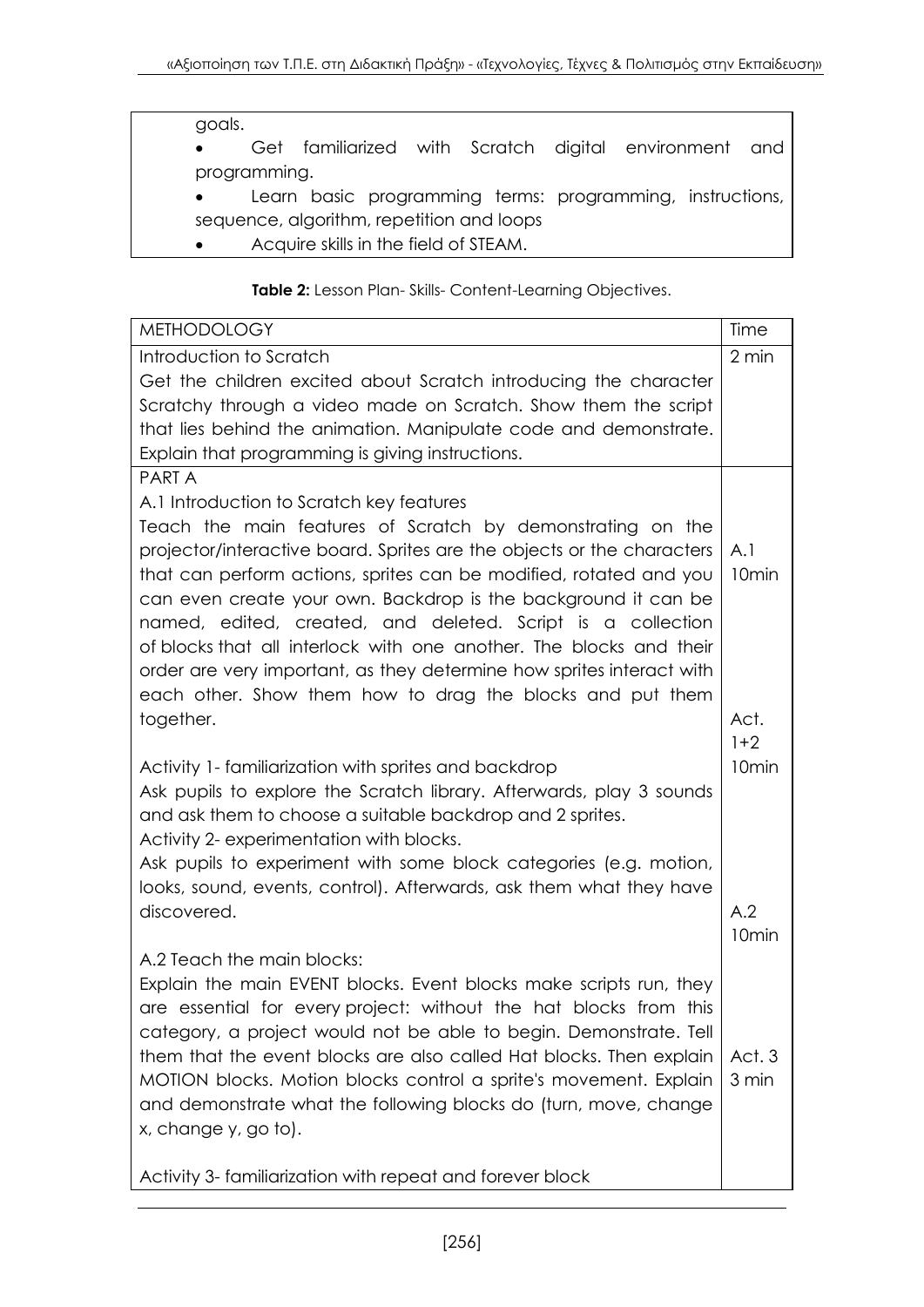| goals. |
|---|
| • Get familiarized with Scratch digital environment and programming. <br> • Learn basic programming terms: programming, instructions, sequence, algorithm, repetition and loops <br> • Acquire skills in the field of STEAM. |

**Table 2:** Lesson Plan- Skills- Content-Learning Objectives.

| METHODOLOGY | Time |
|---|---|
| Introduction to Scratch <br> Get the children excited about Scratch introducing the character Scratchy through a video made on Scratch. Show them the script that lies behind the animation. Manipulate code and demonstrate. Explain that programming is giving instructions. | 2 min |
| PART A <br> A.1 Introduction to Scratch key features <br> Teach the main features of Scratch by demonstrating on the projector/interactive board. Sprites are the objects or the characters that can perform actions, sprites can be modified, rotated and you can even create your own. Backdrop is the background it can be named, edited, created, and deleted. Script is a collection of blocks that all interlock with one another. The blocks and their order are very important, as they determine how sprites interact with each other. Show them how to drag the blocks and put them together. | A.1 <br> 10min |
| Activity 1- familiarization with sprites and backdrop <br> Ask pupils to explore the Scratch library. Afterwards, play 3 sounds and ask them to choose a suitable backdrop and 2 sprites. <br> Activity 2- experimentation with blocks. <br> Ask pupils to experiment with some block categories (e.g. motion, looks, sound, events, control). Afterwards, ask them what they have discovered. | Act. 1+2 <br> 10min |
| A.2 Teach the main blocks: <br> Explain the main EVENT blocks. Event blocks make scripts run, they are essential for every project: without the hat blocks from this category, a project would not be able to begin. Demonstrate. Tell them that the event blocks are also called Hat blocks. Then explain MOTION blocks. Motion blocks control a sprite's movement. Explain and demonstrate what the following blocks do (turn, move, change x, change y, go to). | A.2 <br> 10min |
| Activity 3- familiarization with repeat and forever block | Act. 3 <br> 3 min |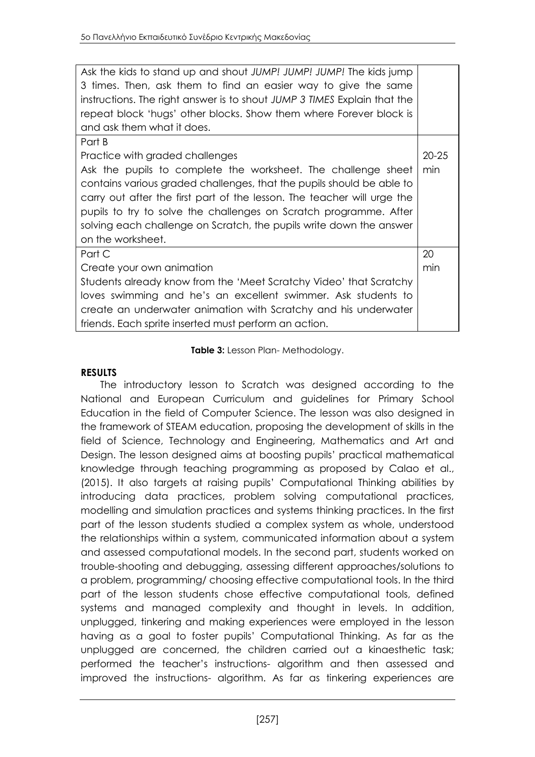| | |
|---|---|
| Ask the kids to stand up and shout *JUMP! JUMP! JUMP!* The kids jump 3 times. Then, ask them to find an easier way to give the same instructions. The right answer is to shout *JUMP 3 TIMES* Explain that the repeat block 'hugs' other blocks. Show them where Forever block is and ask them what it does. | |
| Part B<br>Practice with graded challenges<br>Ask the pupils to complete the worksheet. The challenge sheet contains various graded challenges, that the pupils should be able to carry out after the first part of the lesson. The teacher will urge the pupils to try to solve the challenges on Scratch programme. After solving each challenge on Scratch, the pupils write down the answer on the worksheet. | 20-25 min |
| Part C<br>Create your own animation<br>Students already know from the 'Meet Scratchy Video' that Scratchy loves swimming and he's an excellent swimmer. Ask students to create an underwater animation with Scratchy and his underwater friends. Each sprite inserted must perform an action. | 20 min |

**Table 3:** Lesson Plan- Methodology.

## RESULTS

The introductory lesson to Scratch was designed according to the National and European Curriculum and guidelines for Primary School Education in the field of Computer Science. The lesson was also designed in the framework of STEAM education, proposing the development of skills in the field of Science, Technology and Engineering, Mathematics and Art and Design. The lesson designed aims at boosting pupils' practical mathematical knowledge through teaching programming as proposed by Calao et al., (2015). It also targets at raising pupils' Computational Thinking abilities by introducing data practices, problem solving computational practices, modelling and simulation practices and systems thinking practices. In the first part of the lesson students studied a complex system as whole, understood the relationships within a system, communicated information about a system and assessed computational models. In the second part, students worked on trouble-shooting and debugging, assessing different approaches/solutions to a problem, programming/ choosing effective computational tools. In the third part of the lesson students chose effective computational tools, defined systems and managed complexity and thought in levels. In addition, unplugged, tinkering and making experiences were employed in the lesson having as a goal to foster pupils' Computational Thinking. As far as the unplugged are concerned, the children carried out a kinaesthetic task; performed the teacher's instructions- algorithm and then assessed and improved the instructions- algorithm. As far as tinkering experiences are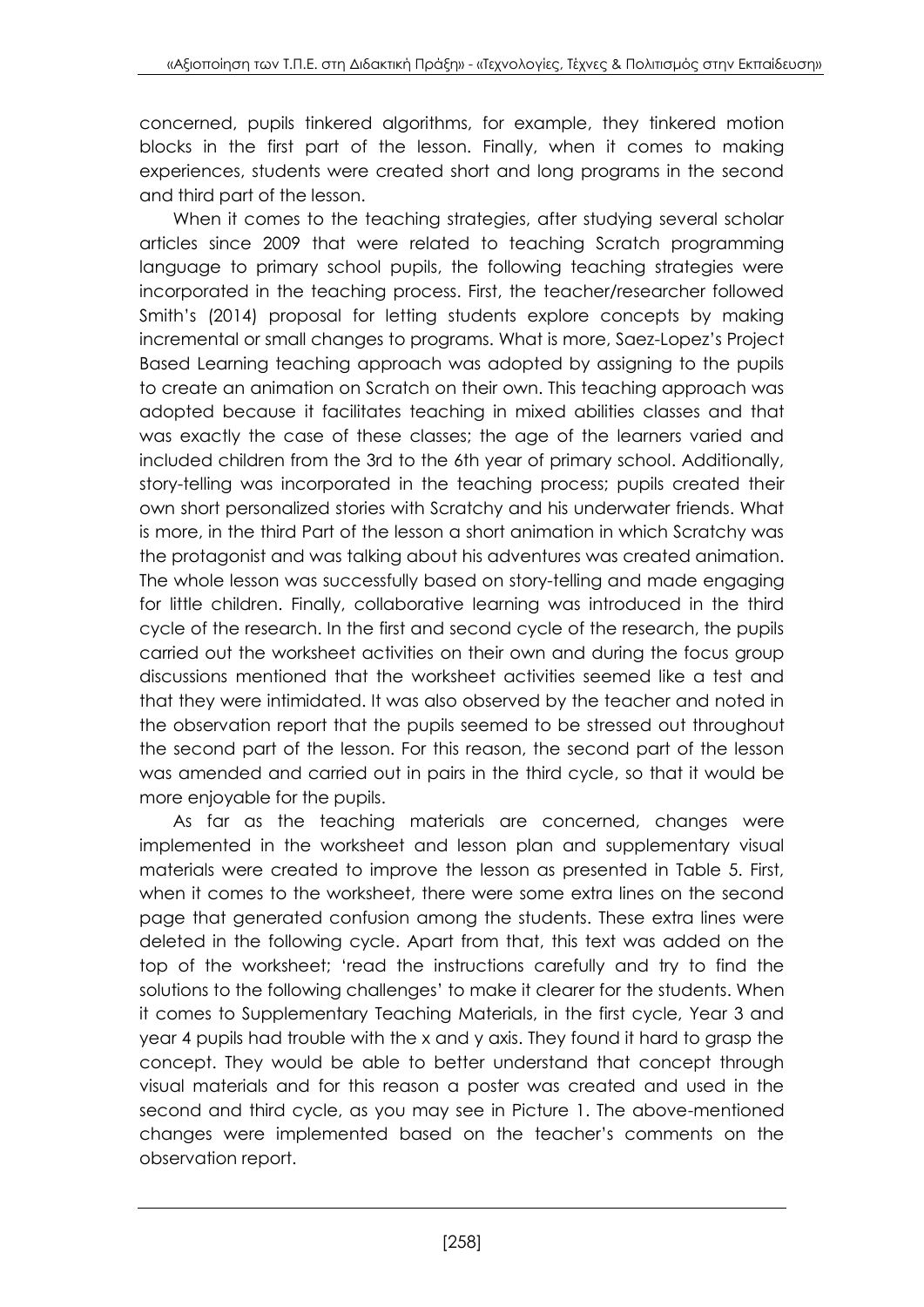concerned, pupils tinkered algorithms, for example, they tinkered motion blocks in the first part of the lesson. Finally, when it comes to making experiences, students were created short and long programs in the second and third part of the lesson.

When it comes to the teaching strategies, after studying several scholar articles since 2009 that were related to teaching Scratch programming language to primary school pupils, the following teaching strategies were incorporated in the teaching process. First, the teacher/researcher followed Smith's (2014) proposal for letting students explore concepts by making incremental or small changes to programs. What is more, Saez-Lopez's Project Based Learning teaching approach was adopted by assigning to the pupils to create an animation on Scratch on their own. This teaching approach was adopted because it facilitates teaching in mixed abilities classes and that was exactly the case of these classes; the age of the learners varied and included children from the 3rd to the 6th year of primary school. Additionally, story-telling was incorporated in the teaching process; pupils created their own short personalized stories with Scratchy and his underwater friends. What is more, in the third Part of the lesson a short animation in which Scratchy was the protagonist and was talking about his adventures was created animation. The whole lesson was successfully based on story-telling and made engaging for little children. Finally, collaborative learning was introduced in the third cycle of the research. In the first and second cycle of the research, the pupils carried out the worksheet activities on their own and during the focus group discussions mentioned that the worksheet activities seemed like a test and that they were intimidated. It was also observed by the teacher and noted in the observation report that the pupils seemed to be stressed out throughout the second part of the lesson. For this reason, the second part of the lesson was amended and carried out in pairs in the third cycle, so that it would be more enjoyable for the pupils.

As far as the teaching materials are concerned, changes were implemented in the worksheet and lesson plan and supplementary visual materials were created to improve the lesson as presented in Table 5. First, when it comes to the worksheet, there were some extra lines on the second page that generated confusion among the students. These extra lines were deleted in the following cycle. Apart from that, this text was added on the top of the worksheet; 'read the instructions carefully and try to find the solutions to the following challenges' to make it clearer for the students. When it comes to Supplementary Teaching Materials, in the first cycle, Year 3 and year 4 pupils had trouble with the x and y axis. They found it hard to grasp the concept. They would be able to better understand that concept through visual materials and for this reason a poster was created and used in the second and third cycle, as you may see in Picture 1. The above-mentioned changes were implemented based on the teacher's comments on the observation report.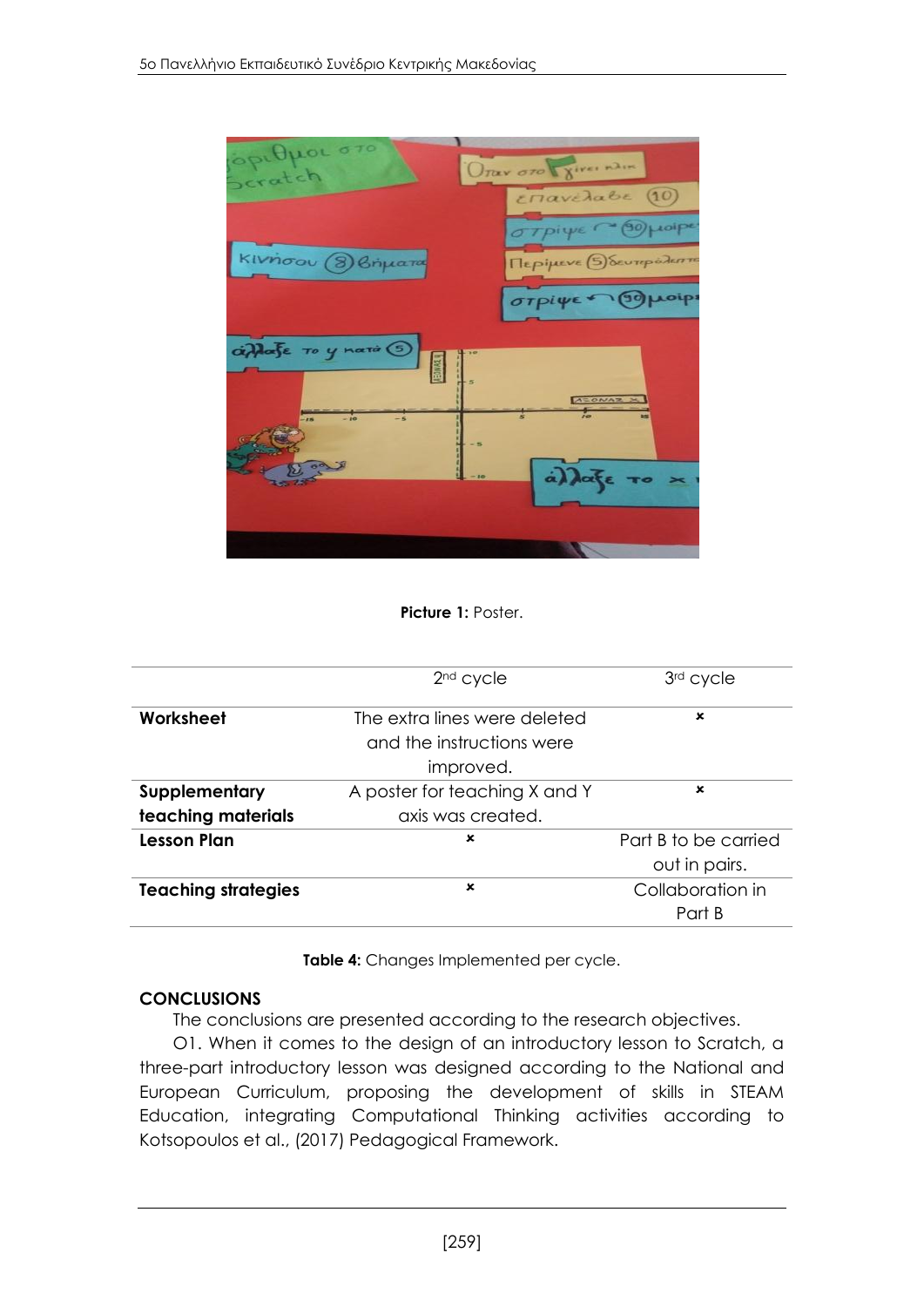Picture 1: Poster.

| | 2nd cycle | 3rd cycle |
|---|---|---|
| **Worksheet** | The extra lines were deleted and the instructions were improved. | × |
| **Supplementary teaching materials** | A poster for teaching X and Y axis was created. | × |
| **Lesson Plan** | × | Part B to be carried out in pairs. |
| **Teaching strategies** | × | Collaboration in Part B |

**Table 4:** Changes Implemented per cycle.

## CONCLUSIONS

The conclusions are presented according to the research objectives.

O1. When it comes to the design of an introductory lesson to Scratch, a three-part introductory lesson was designed according to the National and European Curriculum, proposing the development of skills in STEAM Education, integrating Computational Thinking activities according to Kotsopoulos et al., (2017) Pedagogical Framework.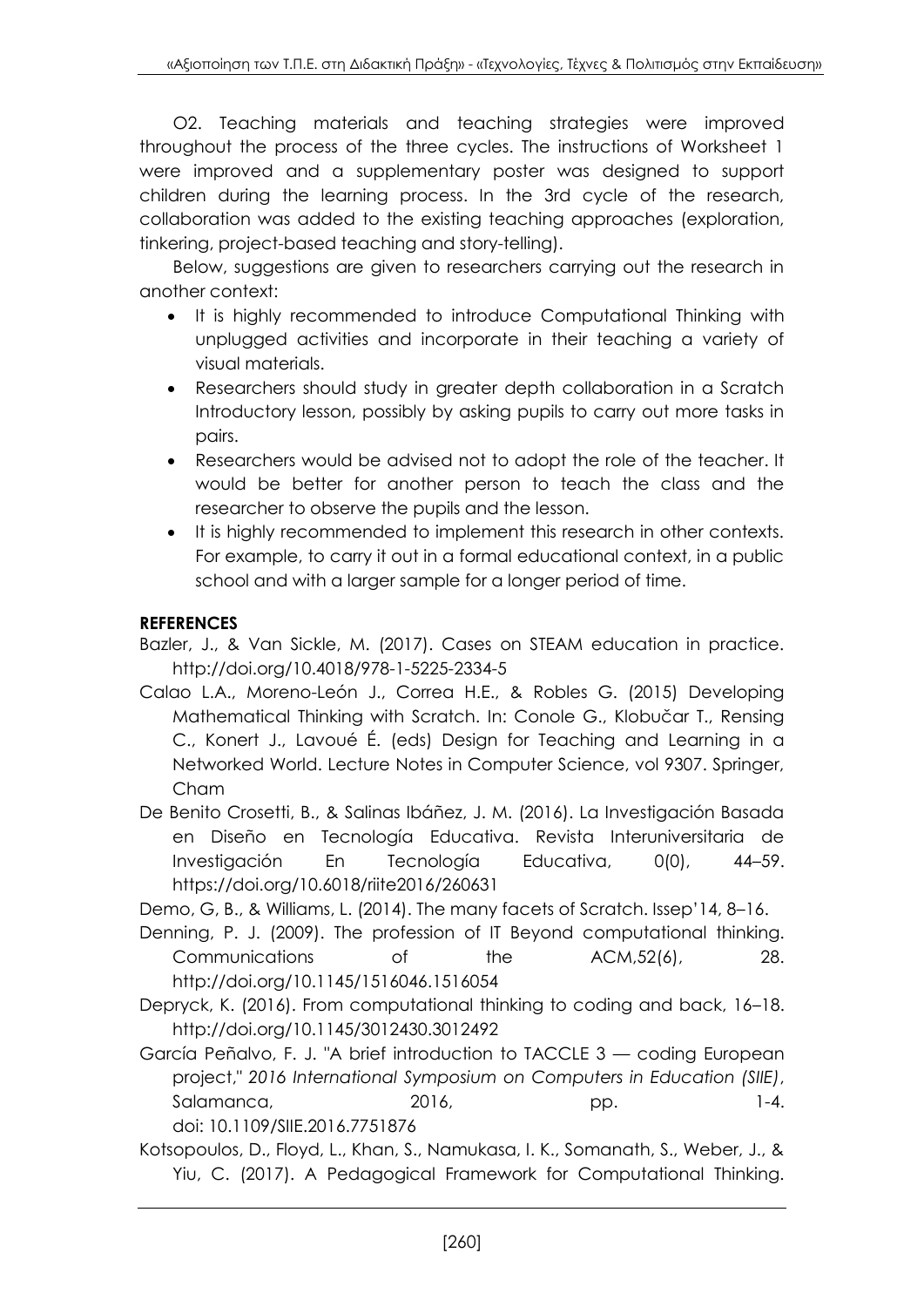O2. Teaching materials and teaching strategies were improved throughout the process of the three cycles. The instructions of Worksheet 1 were improved and a supplementary poster was designed to support children during the learning process. In the 3rd cycle of the research, collaboration was added to the existing teaching approaches (exploration, tinkering, project-based teaching and story-telling).

Below, suggestions are given to researchers carrying out the research in another context:

- It is highly recommended to introduce Computational Thinking with unplugged activities and incorporate in their teaching a variety of visual materials.
- Researchers should study in greater depth collaboration in a Scratch Introductory lesson, possibly by asking pupils to carry out more tasks in pairs.
- Researchers would be advised not to adopt the role of the teacher. It would be better for another person to teach the class and the researcher to observe the pupils and the lesson.
- It is highly recommended to implement this research in other contexts. For example, to carry it out in a formal educational context, in a public school and with a larger sample for a longer period of time.

## REFERENCES

Bazler, J., & Van Sickle, M. (2017). Cases on STEAM education in practice. http://doi.org/10.4018/978-1-5225-2334-5

Calao L.A., Moreno-León J., Correa H.E., & Robles G. (2015) Developing Mathematical Thinking with Scratch. In: Conole G., Klobučar T., Rensing C., Konert J., Lavoué É. (eds) Design for Teaching and Learning in a Networked World. Lecture Notes in Computer Science, vol 9307. Springer, Cham

De Benito Crosetti, B., & Salinas Ibáñez, J. M. (2016). La Investigación Basada en Diseño en Tecnología Educativa. Revista Interuniversitaria de Investigación En Tecnología Educativa, 0(0), 44–59. https://doi.org/10.6018/riite2016/260631

Demo, G, B., & Williams, L. (2014). The many facets of Scratch. Issep'14, 8–16.

Denning, P. J. (2009). The profession of IT Beyond computational thinking. Communications of the ACM,52(6), 28. http://doi.org/10.1145/1516046.1516054

Depryck, K. (2016). From computational thinking to coding and back, 16–18. http://doi.org/10.1145/3012430.3012492

García Peñalvo, F. J. "A brief introduction to TACCLE 3 — coding European project," *2016 International Symposium on Computers in Education (SIIE)*, Salamanca, 2016, pp. 1-4. doi: 10.1109/SIIE.2016.7751876

Kotsopoulos, D., Floyd, L., Khan, S., Namukasa, I. K., Somanath, S., Weber, J., & Yiu, C. (2017). A Pedagogical Framework for Computational Thinking.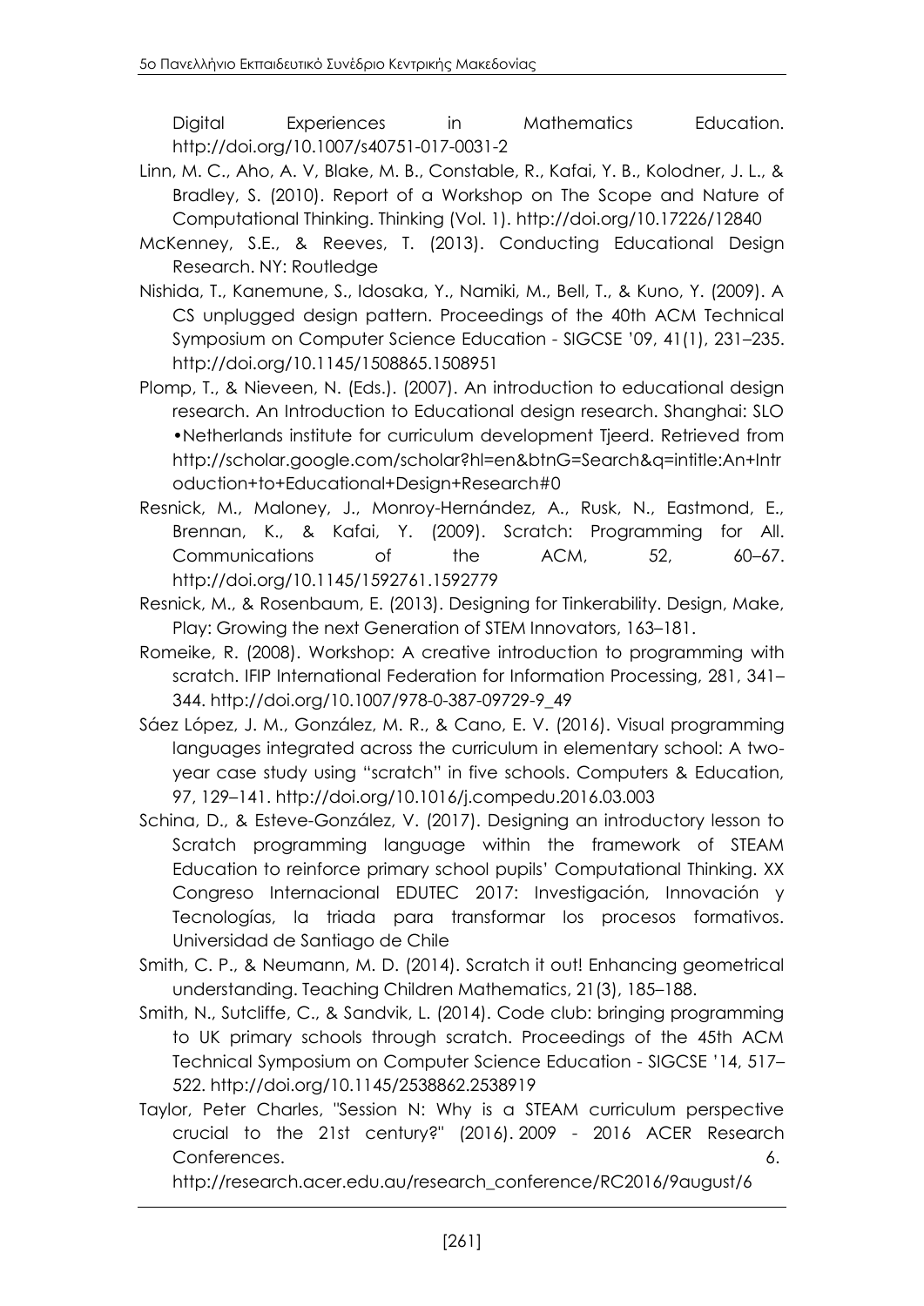Digital Experiences in Mathematics Education. http://doi.org/10.1007/s40751-017-0031-2

Linn, M. C., Aho, A. V, Blake, M. B., Constable, R., Kafai, Y. B., Kolodner, J. L., & Bradley, S. (2010). Report of a Workshop on The Scope and Nature of Computational Thinking. Thinking (Vol. 1). http://doi.org/10.17226/12840

McKenney, S.E., & Reeves, T. (2013). Conducting Educational Design Research. NY: Routledge

Nishida, T., Kanemune, S., Idosaka, Y., Namiki, M., Bell, T., & Kuno, Y. (2009). A CS unplugged design pattern. Proceedings of the 40th ACM Technical Symposium on Computer Science Education - SIGCSE '09, 41(1), 231–235. http://doi.org/10.1145/1508865.1508951

Plomp, T., & Nieveen, N. (Eds.). (2007). An introduction to educational design research. An Introduction to Educational design research. Shanghai: SLO •Netherlands institute for curriculum development Tjeerd. Retrieved from http://scholar.google.com/scholar?hl=en&btnG=Search&q=intitle:An+Introduction+to+Educational+Design+Research#0

Resnick, M., Maloney, J., Monroy-Hernández, A., Rusk, N., Eastmond, E., Brennan, K., & Kafai, Y. (2009). Scratch: Programming for All. Communications of the ACM, 52, 60–67. http://doi.org/10.1145/1592761.1592779

Resnick, M., & Rosenbaum, E. (2013). Designing for Tinkerability. Design, Make, Play: Growing the next Generation of STEM Innovators, 163–181.

Romeike, R. (2008). Workshop: A creative introduction to programming with scratch. IFIP International Federation for Information Processing, 281, 341–344. http://doi.org/10.1007/978-0-387-09729-9_49

Sáez López, J. M., González, M. R., & Cano, E. V. (2016). Visual programming languages integrated across the curriculum in elementary school: A two-year case study using "scratch" in five schools. Computers & Education, 97, 129–141. http://doi.org/10.1016/j.compedu.2016.03.003

Schina, D., & Esteve-González, V. (2017). Designing an introductory lesson to Scratch programming language within the framework of STEAM Education to reinforce primary school pupils' Computational Thinking. XX Congreso Internacional EDUTEC 2017: Investigación, Innovación y Tecnologías, la triada para transformar los procesos formativos. Universidad de Santiago de Chile

Smith, C. P., & Neumann, M. D. (2014). Scratch it out! Enhancing geometrical understanding. Teaching Children Mathematics, 21(3), 185–188.

Smith, N., Sutcliffe, C., & Sandvik, L. (2014). Code club: bringing programming to UK primary schools through scratch. Proceedings of the 45th ACM Technical Symposium on Computer Science Education - SIGCSE '14, 517–522. http://doi.org/10.1145/2538862.2538919

Taylor, Peter Charles, "Session N: Why is a STEAM curriculum perspective crucial to the 21st century?" (2016). 2009 - 2016 ACER Research Conferences. 6. http://research.acer.edu.au/research_conference/RC2016/9august/6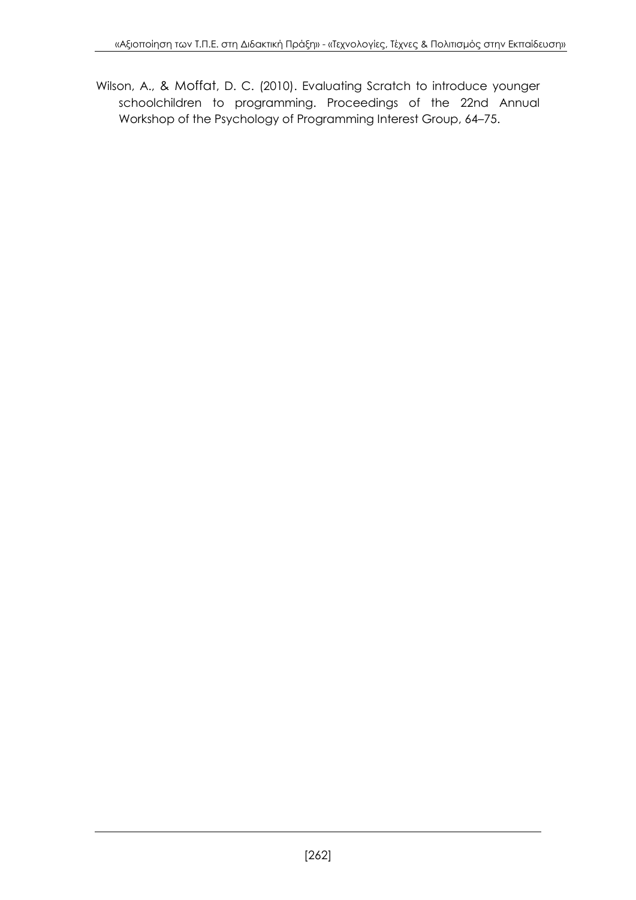Wilson, A., & Moffat, D. C. (2010). Evaluating Scratch to introduce younger schoolchildren to programming. Proceedings of the 22nd Annual Workshop of the Psychology of Programming Interest Group, 64–75.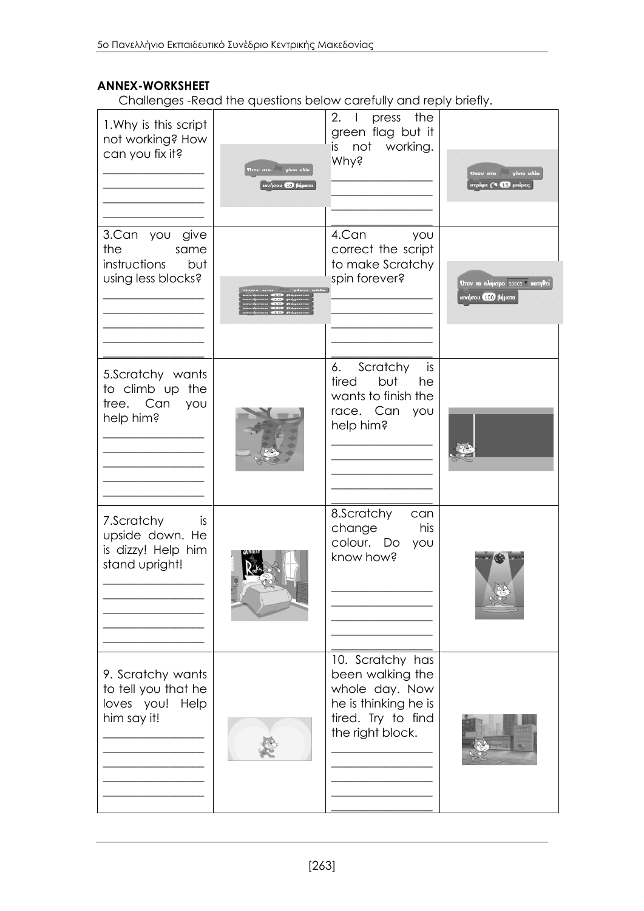**ANNEX-WORKSHEET**

Challenges -Read the questions below carefully and reply briefly.

| | | | |
|---|---|---|---|
| 1.Why is this script not working? How can you fix it? ________________ ________________ ________________ ________________ | | 2. I press the green flag but it is not working. Why? ________________ ________________ ________________ ________________ | |
| 3.Can you give the same instructions but using less blocks? ________________ ________________ ________________ ________________ ________________ | | 4.Can you correct the script to make Scratchy spin forever? ________________ ________________ ________________ ________________ ________________ | |
| 5.Scratchy wants to climb up the tree. Can you help him? ________________ ________________ ________________ ________________ ________________ | | 6. Scratchy is tired but he wants to finish the race. Can you help him? ________________ ________________ ________________ ________________ ________________ | |
| 7.Scratchy is upside down. He is dizzy! Help him stand upright! ________________ ________________ ________________ ________________ ________________ | | 8.Scratchy can change his colour. Do you know how? ________________ ________________ ________________ ________________ ________________ | |
| 9. Scratchy wants to tell you that he loves you! Help him say it! ________________ ________________ ________________ ________________ ________________ | | 10. Scratchy has been walking the whole day. Now he is thinking he is tired. Try to find the right block. ________________ ________________ ________________ ________________ ________________ | |